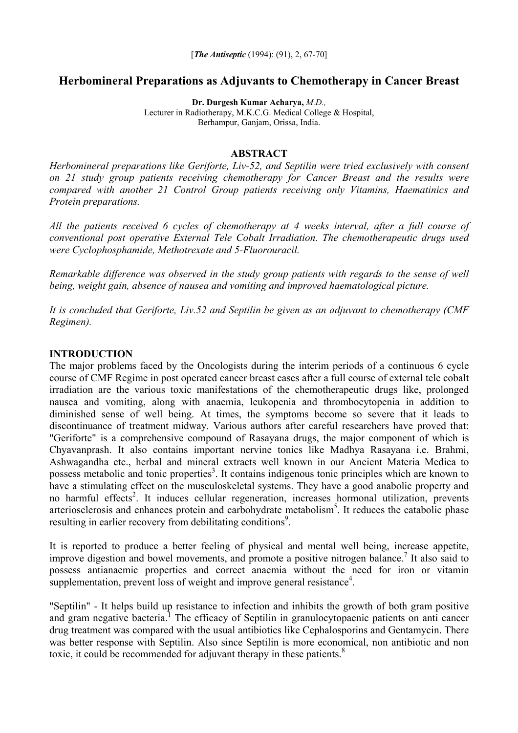[*The Antiseptic* (1994): (91), 2, 67-70]

# Herbomineral Preparations as Adjuvants to Chemotherapy in Cancer Breast

**Dr. Durgesh Kumar Acharya,** *M.D.,*
Lecturer in Radiotherapy, M.K.C.G. Medical College & Hospital,
Berhampur, Ganjam, Orissa, India.

## ABSTRACT

*Herbomineral preparations like Geriforte, Liv-52, and Septilin were tried exclusively with consent on 21 study group patients receiving chemotherapy for Cancer Breast and the results were compared with another 21 Control Group patients receiving only Vitamins, Haematinics and Protein preparations.*

*All the patients received 6 cycles of chemotherapy at 4 weeks interval, after a full course of conventional post operative External Tele Cobalt Irradiation. The chemotherapeutic drugs used were Cyclophosphamide, Methotrexate and 5-Fluorouracil.*

*Remarkable difference was observed in the study group patients with regards to the sense of well being, weight gain, absence of nausea and vomiting and improved haematological picture.*

*It is concluded that Geriforte, Liv.52 and Septilin be given as an adjuvant to chemotherapy (CMF Regimen).*

## INTRODUCTION

The major problems faced by the Oncologists during the interim periods of a continuous 6 cycle course of CMF Regime in post operated cancer breast cases after a full course of external tele cobalt irradiation are the various toxic manifestations of the chemotherapeutic drugs like, prolonged nausea and vomiting, along with anaemia, leukopenia and thrombocytopenia in addition to diminished sense of well being. At times, the symptoms become so severe that it leads to discontinuance of treatment midway. Various authors after careful researchers have proved that: "Geriforte" is a comprehensive compound of Rasayana drugs, the major component of which is Chyavanprash. It also contains important nervine tonics like Madhya Rasayana i.e. Brahmi, Ashwagandha etc., herbal and mineral extracts well known in our Ancient Materia Medica to possess metabolic and tonic properties[3]. It contains indigenous tonic principles which are known to have a stimulating effect on the musculoskeletal systems. They have a good anabolic property and no harmful effects[2]. It induces cellular regeneration, increases hormonal utilization, prevents arteriosclerosis and enhances protein and carbohydrate metabolism[5]. It reduces the catabolic phase resulting in earlier recovery from debilitating conditions[9].

It is reported to produce a better feeling of physical and mental well being, increase appetite, improve digestion and bowel movements, and promote a positive nitrogen balance.[7] It also said to possess antianaemic properties and correct anaemia without the need for iron or vitamin supplementation, prevent loss of weight and improve general resistance[4].

"Septilin" - It helps build up resistance to infection and inhibits the growth of both gram positive and gram negative bacteria.[1] The efficacy of Septilin in granulocytopaenic patients on anti cancer drug treatment was compared with the usual antibiotics like Cephalosporins and Gentamycin. There was better response with Septilin. Also since Septilin is more economical, non antibiotic and non toxic, it could be recommended for adjuvant therapy in these patients.[8]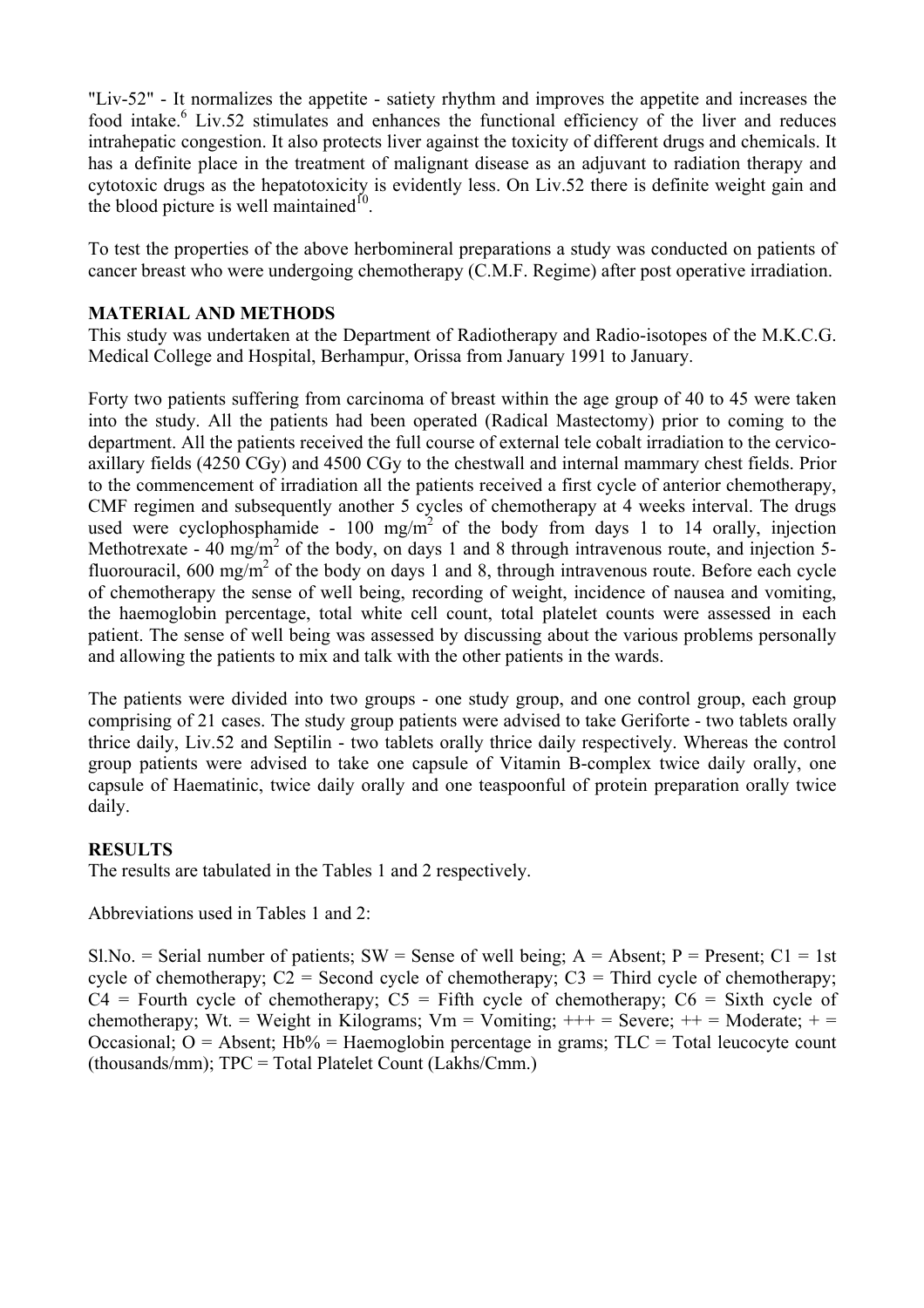"Liv-52" - It normalizes the appetite - satiety rhythm and improves the appetite and increases the food intake.[6] Liv.52 stimulates and enhances the functional efficiency of the liver and reduces intrahepatic congestion. It also protects liver against the toxicity of different drugs and chemicals. It has a definite place in the treatment of malignant disease as an adjuvant to radiation therapy and cytotoxic drugs as the hepatotoxicity is evidently less. On Liv.52 there is definite weight gain and the blood picture is well maintained[10].

To test the properties of the above herbomineral preparations a study was conducted on patients of cancer breast who were undergoing chemotherapy (C.M.F. Regime) after post operative irradiation.

**MATERIAL AND METHODS**

This study was undertaken at the Department of Radiotherapy and Radio-isotopes of the M.K.C.G. Medical College and Hospital, Berhampur, Orissa from January 1991 to January.

Forty two patients suffering from carcinoma of breast within the age group of 40 to 45 were taken into the study. All the patients had been operated (Radical Mastectomy) prior to coming to the department. All the patients received the full course of external tele cobalt irradiation to the cervico-axillary fields (4250 CGy) and 4500 CGy to the chestwall and internal mammary chest fields. Prior to the commencement of irradiation all the patients received a first cycle of anterior chemotherapy, CMF regimen and subsequently another 5 cycles of chemotherapy at 4 weeks interval. The drugs used were cyclophosphamide - 100 mg/$m^2$ of the body from days 1 to 14 orally, injection Methotrexate - 40 mg/$m^2$ of the body, on days 1 and 8 through intravenous route, and injection 5-fluorouracil, 600 mg/$m^2$ of the body on days 1 and 8, through intravenous route. Before each cycle of chemotherapy the sense of well being, recording of weight, incidence of nausea and vomiting, the haemoglobin percentage, total white cell count, total platelet counts were assessed in each patient. The sense of well being was assessed by discussing about the various problems personally and allowing the patients to mix and talk with the other patients in the wards.

The patients were divided into two groups - one study group, and one control group, each group comprising of 21 cases. The study group patients were advised to take Geriforte - two tablets orally thrice daily, Liv.52 and Septilin - two tablets orally thrice daily respectively. Whereas the control group patients were advised to take one capsule of Vitamin B-complex twice daily orally, one capsule of Haematinic, twice daily orally and one teaspoonful of protein preparation orally twice daily.

**RESULTS**

The results are tabulated in the Tables 1 and 2 respectively.

Abbreviations used in Tables 1 and 2:

Sl.No. = Serial number of patients; SW = Sense of well being; A = Absent; P = Present; C1 = 1st cycle of chemotherapy; C2 = Second cycle of chemotherapy; C3 = Third cycle of chemotherapy; C4 = Fourth cycle of chemotherapy; C5 = Fifth cycle of chemotherapy; C6 = Sixth cycle of chemotherapy; Wt. = Weight in Kilograms; Vm = Vomiting; +++ = Severe; ++ = Moderate; + = Occasional; O = Absent; Hb% = Haemoglobin percentage in grams; TLC = Total leucocyte count (thousands/mm); TPC = Total Platelet Count (Lakhs/Cmm.)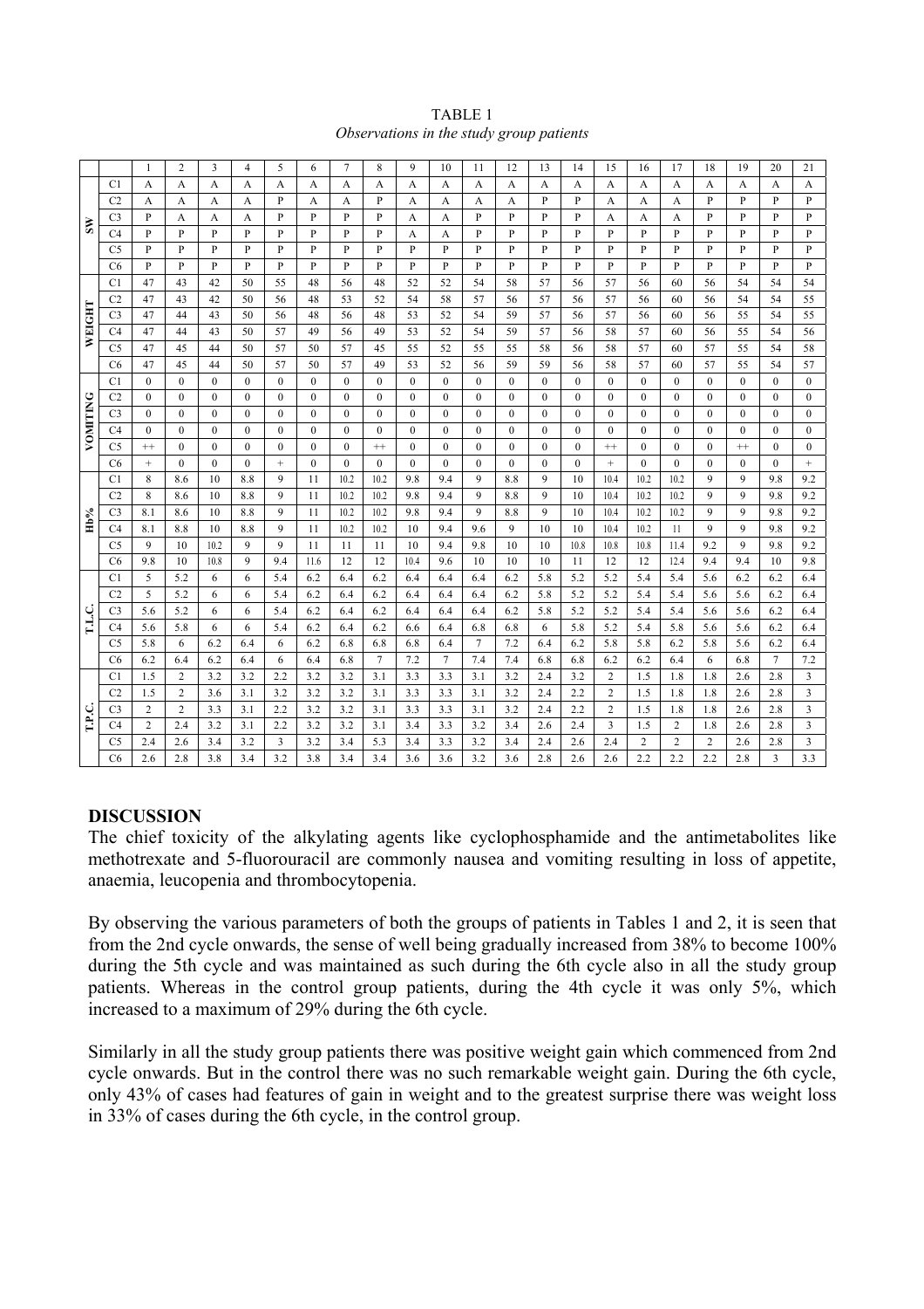TABLE 1

*Observations in the study group patients*

| | | 1 | 2 | 3 | 4 | 5 | 6 | 7 | 8 | 9 | 10 | 11 | 12 | 13 | 14 | 15 | 16 | 17 | 18 | 19 | 20 | 21 |
|---|---|---|---|---|---|---|---|---|---|---|---|---|---|---|---|---|---|---|---|---|---|---|
| SW | C1 | A | A | A | A | A | A | A | A | A | A | A | A | A | A | A | A | A | A | A | A | A |
| | C2 | A | A | A | A | P | A | A | P | A | A | A | A | P | P | A | A | A | P | P | P | P |
| | C3 | P | A | A | A | P | P | P | P | A | A | P | P | P | P | A | A | A | P | P | P | P |
| | C4 | P | P | P | P | P | P | P | P | A | A | P | P | P | P | P | P | P | P | P | P | P |
| | C5 | P | P | P | P | P | P | P | P | P | P | P | P | P | P | P | P | P | P | P | P | P |
| | C6 | P | P | P | P | P | P | P | P | P | P | P | P | P | P | P | P | P | P | P | P | P |
| WEIGHT | C1 | 47 | 43 | 42 | 50 | 55 | 48 | 56 | 48 | 52 | 52 | 54 | 58 | 57 | 56 | 57 | 56 | 60 | 56 | 54 | 54 | 54 |
| | C2 | 47 | 43 | 42 | 50 | 56 | 48 | 53 | 52 | 54 | 58 | 57 | 56 | 57 | 56 | 57 | 56 | 60 | 56 | 54 | 54 | 55 |
| | C3 | 47 | 44 | 43 | 50 | 56 | 48 | 56 | 48 | 53 | 52 | 54 | 59 | 57 | 56 | 57 | 56 | 60 | 56 | 55 | 54 | 55 |
| | C4 | 47 | 44 | 43 | 50 | 57 | 49 | 56 | 49 | 53 | 52 | 54 | 59 | 57 | 56 | 58 | 57 | 60 | 56 | 55 | 54 | 56 |
| | C5 | 47 | 45 | 44 | 50 | 57 | 50 | 57 | 45 | 55 | 52 | 55 | 55 | 58 | 56 | 58 | 57 | 60 | 57 | 55 | 54 | 58 |
| | C6 | 47 | 45 | 44 | 50 | 57 | 50 | 57 | 49 | 53 | 52 | 56 | 59 | 59 | 56 | 58 | 57 | 60 | 57 | 55 | 54 | 57 |
| VOMITING | C1 | 0 | 0 | 0 | 0 | 0 | 0 | 0 | 0 | 0 | 0 | 0 | 0 | 0 | 0 | 0 | 0 | 0 | 0 | 0 | 0 | 0 |
| | C2 | 0 | 0 | 0 | 0 | 0 | 0 | 0 | 0 | 0 | 0 | 0 | 0 | 0 | 0 | 0 | 0 | 0 | 0 | 0 | 0 | 0 |
| | C3 | 0 | 0 | 0 | 0 | 0 | 0 | 0 | 0 | 0 | 0 | 0 | 0 | 0 | 0 | 0 | 0 | 0 | 0 | 0 | 0 | 0 |
| | C4 | 0 | 0 | 0 | 0 | 0 | 0 | 0 | 0 | 0 | 0 | 0 | 0 | 0 | 0 | 0 | 0 | 0 | 0 | 0 | 0 | 0 |
| | C5 | ++ | 0 | 0 | 0 | 0 | 0 | 0 | ++ | 0 | 0 | 0 | 0 | 0 | 0 | ++ | 0 | 0 | 0 | ++ | 0 | 0 |
| | C6 | + | 0 | 0 | 0 | + | 0 | 0 | 0 | 0 | 0 | 0 | 0 | 0 | 0 | + | 0 | 0 | 0 | 0 | 0 | + |
| Hb% | C1 | 8 | 8.6 | 10 | 8.8 | 9 | 11 | 10.2 | 10.2 | 9.8 | 9.4 | 9 | 8.8 | 9 | 10 | 10.4 | 10.2 | 10.2 | 9 | 9 | 9.8 | 9.2 |
| | C2 | 8 | 8.6 | 10 | 8.8 | 9 | 11 | 10.2 | 10.2 | 9.8 | 9.4 | 9 | 8.8 | 9 | 10 | 10.4 | 10.2 | 10.2 | 9 | 9 | 9.8 | 9.2 |
| | C3 | 8.1 | 8.6 | 10 | 8.8 | 9 | 11 | 10.2 | 10.2 | 9.8 | 9.4 | 9 | 8.8 | 9 | 10 | 10.4 | 10.2 | 10.2 | 9 | 9 | 9.8 | 9.2 |
| | C4 | 8.1 | 8.8 | 10 | 8.8 | 9 | 11 | 10.2 | 10.2 | 10 | 9.4 | 9.6 | 9 | 10 | 10 | 10.4 | 10.2 | 11 | 9 | 9 | 9.8 | 9.2 |
| | C5 | 9 | 10 | 10.2 | 9 | 9 | 11 | 11 | 11 | 10 | 9.4 | 9.8 | 10 | 10 | 10.8 | 10.8 | 10.8 | 11.4 | 9.2 | 9 | 9.8 | 9.2 |
| | C6 | 9.8 | 10 | 10.8 | 9 | 9.4 | 11.6 | 12 | 12 | 10.4 | 9.6 | 10 | 10 | 10 | 11 | 12 | 12 | 12.4 | 9.4 | 9.4 | 10 | 9.8 |
| T.L.C. | C1 | 5 | 5.2 | 6 | 6 | 5.4 | 6.2 | 6.4 | 6.2 | 6.4 | 6.4 | 6.4 | 6.2 | 5.8 | 5.2 | 5.2 | 5.4 | 5.4 | 5.6 | 6.2 | 6.2 | 6.4 |
| | C2 | 5 | 5.2 | 6 | 6 | 5.4 | 6.2 | 6.4 | 6.2 | 6.4 | 6.4 | 6.4 | 6.2 | 5.8 | 5.2 | 5.2 | 5.4 | 5.4 | 5.6 | 5.6 | 6.2 | 6.4 |
| | C3 | 5.6 | 5.2 | 6 | 6 | 5.4 | 6.2 | 6.4 | 6.2 | 6.4 | 6.4 | 6.4 | 6.2 | 5.8 | 5.2 | 5.2 | 5.4 | 5.4 | 5.6 | 5.6 | 6.2 | 6.4 |
| | C4 | 5.6 | 5.8 | 6 | 6 | 5.4 | 6.2 | 6.4 | 6.2 | 6.6 | 6.4 | 6.8 | 6.8 | 6 | 5.8 | 5.2 | 5.4 | 5.8 | 5.6 | 5.6 | 6.2 | 6.4 |
| | C5 | 5.8 | 6 | 6.2 | 6.4 | 6 | 6.2 | 6.8 | 6.8 | 6.8 | 6.4 | 7 | 7.2 | 6.4 | 6.2 | 5.8 | 5.8 | 6.2 | 5.8 | 5.6 | 6.2 | 6.4 |
| | C6 | 6.2 | 6.4 | 6.2 | 6.4 | 6 | 6.4 | 6.8 | 7 | 7.2 | 7 | 7.4 | 7.4 | 6.8 | 6.8 | 6.2 | 6.2 | 6.4 | 6 | 6.8 | 7 | 7.2 |
| T.P.C. | C1 | 1.5 | 2 | 3.2 | 3.2 | 2.2 | 3.2 | 3.2 | 3.1 | 3.3 | 3.3 | 3.1 | 3.2 | 2.4 | 3.2 | 2 | 1.5 | 1.8 | 1.8 | 2.6 | 2.8 | 3 |
| | C2 | 1.5 | 2 | 3.6 | 3.1 | 3.2 | 3.2 | 3.2 | 3.1 | 3.3 | 3.3 | 3.1 | 3.2 | 2.4 | 2.2 | 2 | 1.5 | 1.8 | 1.8 | 2.6 | 2.8 | 3 |
| | C3 | 2 | 2 | 3.3 | 3.1 | 2.2 | 3.2 | 3.2 | 3.1 | 3.3 | 3.3 | 3.1 | 3.2 | 2.4 | 2.2 | 2 | 1.5 | 1.8 | 1.8 | 2.6 | 2.8 | 3 |
| | C4 | 2 | 2.4 | 3.2 | 3.1 | 2.2 | 3.2 | 3.2 | 3.1 | 3.4 | 3.3 | 3.2 | 3.4 | 2.6 | 2.4 | 3 | 1.5 | 2 | 1.8 | 2.6 | 2.8 | 3 |
| | C5 | 2.4 | 2.6 | 3.4 | 3.2 | 3 | 3.2 | 3.4 | 5.3 | 3.4 | 3.3 | 3.2 | 3.4 | 2.4 | 2.6 | 2.4 | 2 | 2 | 2 | 2.6 | 2.8 | 3 |
| | C6 | 2.6 | 2.8 | 3.8 | 3.4 | 3.2 | 3.8 | 3.4 | 3.4 | 3.6 | 3.6 | 3.2 | 3.6 | 2.8 | 2.6 | 2.6 | 2.2 | 2.2 | 2.2 | 2.8 | 3 | 3.3 |

## DISCUSSION

The chief toxicity of the alkylating agents like cyclophosphamide and the antimetabolites like methotrexate and 5-fluorouracil are commonly nausea and vomiting resulting in loss of appetite, anaemia, leucopenia and thrombocytopenia.

By observing the various parameters of both the groups of patients in Tables 1 and 2, it is seen that from the 2nd cycle onwards, the sense of well being gradually increased from 38% to become 100% during the 5th cycle and was maintained as such during the 6th cycle also in all the study group patients. Whereas in the control group patients, during the 4th cycle it was only 5%, which increased to a maximum of 29% during the 6th cycle.

Similarly in all the study group patients there was positive weight gain which commenced from 2nd cycle onwards. But in the control there was no such remarkable weight gain. During the 6th cycle, only 43% of cases had features of gain in weight and to the greatest surprise there was weight loss in 33% of cases during the 6th cycle, in the control group.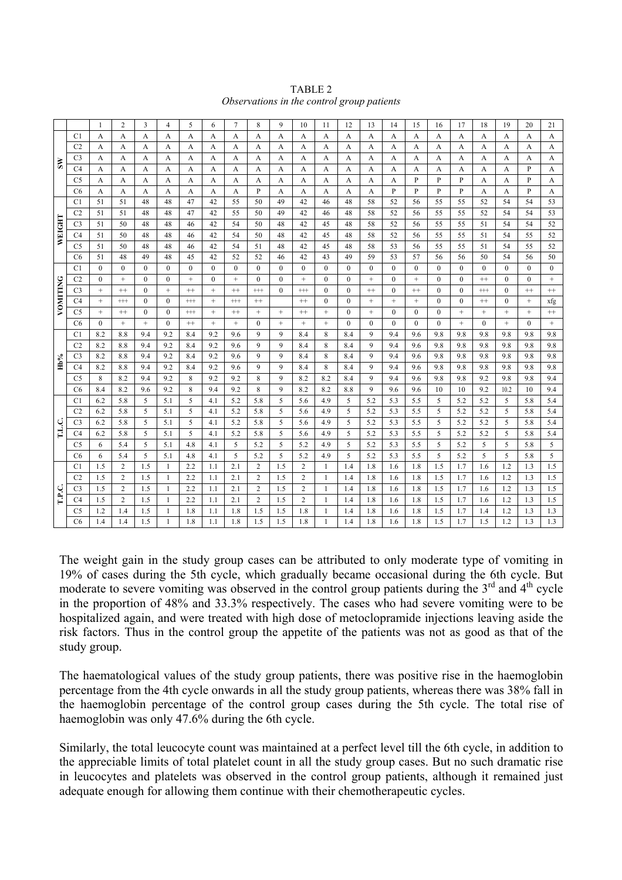TABLE 2

*Observations in the control group patients*

| | | 1 | 2 | 3 | 4 | 5 | 6 | 7 | 8 | 9 | 10 | 11 | 12 | 13 | 14 | 15 | 16 | 17 | 18 | 19 | 20 | 21 |
|---|---|---|---|---|---|---|---|---|---|---|---|---|---|---|---|---|---|---|---|---|---|---|
| SW | C1 | A | A | A | A | A | A | A | A | A | A | A | A | A | A | A | A | A | A | A | A | A |
| | C2 | A | A | A | A | A | A | A | A | A | A | A | A | A | A | A | A | A | A | A | A | A |
| | C3 | A | A | A | A | A | A | A | A | A | A | A | A | A | A | A | A | A | A | A | A | A |
| | C4 | A | A | A | A | A | A | A | A | A | A | A | A | A | A | A | A | A | A | A | P | A |
| | C5 | A | A | A | A | A | A | A | A | A | A | A | A | A | A | P | P | P | A | A | P | A |
| | C6 | A | A | A | A | A | A | A | P | A | A | A | A | A | P | P | P | P | A | A | P | A |
| WEIGHT | C1 | 51 | 51 | 48 | 48 | 47 | 42 | 55 | 50 | 49 | 42 | 46 | 48 | 58 | 52 | 56 | 55 | 55 | 52 | 54 | 54 | 53 |
| | C2 | 51 | 51 | 48 | 48 | 47 | 42 | 55 | 50 | 49 | 42 | 46 | 48 | 58 | 52 | 56 | 55 | 55 | 52 | 54 | 54 | 53 |
| | C3 | 51 | 50 | 48 | 48 | 46 | 42 | 54 | 50 | 48 | 42 | 45 | 48 | 58 | 52 | 56 | 55 | 55 | 51 | 54 | 54 | 52 |
| | C4 | 51 | 50 | 48 | 48 | 46 | 42 | 54 | 50 | 48 | 42 | 45 | 48 | 58 | 52 | 56 | 55 | 55 | 51 | 54 | 55 | 52 |
| | C5 | 51 | 50 | 48 | 48 | 46 | 42 | 54 | 51 | 48 | 42 | 45 | 48 | 58 | 53 | 56 | 55 | 55 | 51 | 54 | 55 | 52 |
| | C6 | 51 | 48 | 49 | 48 | 45 | 42 | 52 | 52 | 46 | 42 | 43 | 49 | 59 | 53 | 57 | 56 | 56 | 50 | 54 | 56 | 50 |
| VOMITING | C1 | 0 | 0 | 0 | 0 | 0 | 0 | 0 | 0 | 0 | 0 | 0 | 0 | 0 | 0 | 0 | 0 | 0 | 0 | 0 | 0 | 0 |
| | C2 | 0 | + | 0 | 0 | + | 0 | + | 0 | 0 | + | 0 | 0 | + | 0 | + | 0 | 0 | ++ | 0 | 0 | + |
| | C3 | + | ++ | 0 | + | ++ | + | ++ | +++ | 0 | +++ | 0 | 0 | ++ | 0 | ++ | 0 | 0 | +++ | 0 | ++ | ++ |
| | C4 | + | +++ | 0 | 0 | +++ | + | +++ | ++ | | ++ | 0 | 0 | + | + | + | 0 | 0 | ++ | 0 | + | xfg |
| | C5 | + | ++ | 0 | 0 | +++ | + | ++ | + | + | ++ | + | 0 | + | 0 | 0 | 0 | + | + | + | + | ++ |
| | C6 | 0 | + | + | 0 | ++ | + | + | 0 | + | + | + | 0 | 0 | 0 | 0 | 0 | + | 0 | + | 0 | + |
| Hb% | C1 | 8.2 | 8.8 | 9.4 | 9.2 | 8.4 | 9.2 | 9.6 | 9 | 9 | 8.4 | 8 | 8.4 | 9 | 9.4 | 9.6 | 9.8 | 9.8 | 9.8 | 9.8 | 9.8 | 9.8 |
| | C2 | 8.2 | 8.8 | 9.4 | 9.2 | 8.4 | 9.2 | 9.6 | 9 | 9 | 8.4 | 8 | 8.4 | 9 | 9.4 | 9.6 | 9.8 | 9.8 | 9.8 | 9.8 | 9.8 | 9.8 |
| | C3 | 8.2 | 8.8 | 9.4 | 9.2 | 8.4 | 9.2 | 9.6 | 9 | 9 | 8.4 | 8 | 8.4 | 9 | 9.4 | 9.6 | 9.8 | 9.8 | 9.8 | 9.8 | 9.8 | 9.8 |
| | C4 | 8.2 | 8.8 | 9.4 | 9.2 | 8.4 | 9.2 | 9.6 | 9 | 9 | 8.4 | 8 | 8.4 | 9 | 9.4 | 9.6 | 9.8 | 9.8 | 9.8 | 9.8 | 9.8 | 9.8 |
| | C5 | 8 | 8.2 | 9.4 | 9.2 | 8 | 9.2 | 9.2 | 8 | 9 | 8.2 | 8.2 | 8.4 | 9 | 9.4 | 9.6 | 9.8 | 9.8 | 9.2 | 9.8 | 9.8 | 9.4 |
| | C6 | 8.4 | 8.2 | 9.6 | 9.2 | 8 | 9.4 | 9.2 | 8 | 9 | 8.2 | 8.2 | 8.8 | 9 | 9.6 | 9.6 | 10 | 10 | 9.2 | 10.2 | 10 | 9.4 |
| T.L.C. | C1 | 6.2 | 5.8 | 5 | 5.1 | 5 | 4.1 | 5.2 | 5.8 | 5 | 5.6 | 4.9 | 5 | 5.2 | 5.3 | 5.5 | 5 | 5.2 | 5.2 | 5 | 5.8 | 5.4 |
| | C2 | 6.2 | 5.8 | 5 | 5.1 | 5 | 4.1 | 5.2 | 5.8 | 5 | 5.6 | 4.9 | 5 | 5.2 | 5.3 | 5.5 | 5 | 5.2 | 5.2 | 5 | 5.8 | 5.4 |
| | C3 | 6.2 | 5.8 | 5 | 5.1 | 5 | 4.1 | 5.2 | 5.8 | 5 | 5.6 | 4.9 | 5 | 5.2 | 5.3 | 5.5 | 5 | 5.2 | 5.2 | 5 | 5.8 | 5.4 |
| | C4 | 6.2 | 5.8 | 5 | 5.1 | 5 | 4.1 | 5.2 | 5.8 | 5 | 5.6 | 4.9 | 5 | 5.2 | 5.3 | 5.5 | 5 | 5.2 | 5.2 | 5 | 5.8 | 5.4 |
| | C5 | 6 | 5.4 | 5 | 5.1 | 4.8 | 4.1 | 5 | 5.2 | 5 | 5.2 | 4.9 | 5 | 5.2 | 5.3 | 5.5 | 5 | 5.2 | 5 | 5 | 5.8 | 5 |
| | C6 | 6 | 5.4 | 5 | 5.1 | 4.8 | 4.1 | 5 | 5.2 | 5 | 5.2 | 4.9 | 5 | 5.2 | 5.3 | 5.5 | 5 | 5.2 | 5 | 5 | 5.8 | 5 |
| T.P.C. | C1 | 1.5 | 2 | 1.5 | 1 | 2.2 | 1.1 | 2.1 | 2 | 1.5 | 2 | 1 | 1.4 | 1.8 | 1.6 | 1.8 | 1.5 | 1.7 | 1.6 | 1.2 | 1.3 | 1.5 |
| | C2 | 1.5 | 2 | 1.5 | 1 | 2.2 | 1.1 | 2.1 | 2 | 1.5 | 2 | 1 | 1.4 | 1.8 | 1.6 | 1.8 | 1.5 | 1.7 | 1.6 | 1.2 | 1.3 | 1.5 |
| | C3 | 1.5 | 2 | 1.5 | 1 | 2.2 | 1.1 | 2.1 | 2 | 1.5 | 2 | 1 | 1.4 | 1.8 | 1.6 | 1.8 | 1.5 | 1.7 | 1.6 | 1.2 | 1.3 | 1.5 |
| | C4 | 1.5 | 2 | 1.5 | 1 | 2.2 | 1.1 | 2.1 | 2 | 1.5 | 2 | 1 | 1.4 | 1.8 | 1.6 | 1.8 | 1.5 | 1.7 | 1.6 | 1.2 | 1.3 | 1.5 |
| | C5 | 1.2 | 1.4 | 1.5 | 1 | 1.8 | 1.1 | 1.8 | 1.5 | 1.5 | 1.8 | 1 | 1.4 | 1.8 | 1.6 | 1.8 | 1.5 | 1.7 | 1.4 | 1.2 | 1.3 | 1.3 |
| | C6 | 1.4 | 1.4 | 1.5 | 1 | 1.8 | 1.1 | 1.8 | 1.5 | 1.5 | 1.8 | 1 | 1.4 | 1.8 | 1.6 | 1.8 | 1.5 | 1.7 | 1.5 | 1.2 | 1.3 | 1.3 |

The weight gain in the study group cases can be attributed to only moderate type of vomiting in 19% of cases during the 5th cycle, which gradually became occasional during the 6th cycle. But moderate to severe vomiting was observed in the control group patients during the 3rd and 4th cycle in the proportion of 48% and 33.3% respectively. The cases who had severe vomiting were to be hospitalized again, and were treated with high dose of metoclopramide injections leaving aside the risk factors. Thus in the control group the appetite of the patients was not as good as that of the study group.

The haematological values of the study group patients, there was positive rise in the haemoglobin percentage from the 4th cycle onwards in all the study group patients, whereas there was 38% fall in the haemoglobin percentage of the control group cases during the 5th cycle. The total rise of haemoglobin was only 47.6% during the 6th cycle.

Similarly, the total leucocyte count was maintained at a perfect level till the 6th cycle, in addition to the appreciable limits of total platelet count in all the study group cases. But no such dramatic rise in leucocytes and platelets was observed in the control group patients, although it remained just adequate enough for allowing them continue with their chemotherapeutic cycles.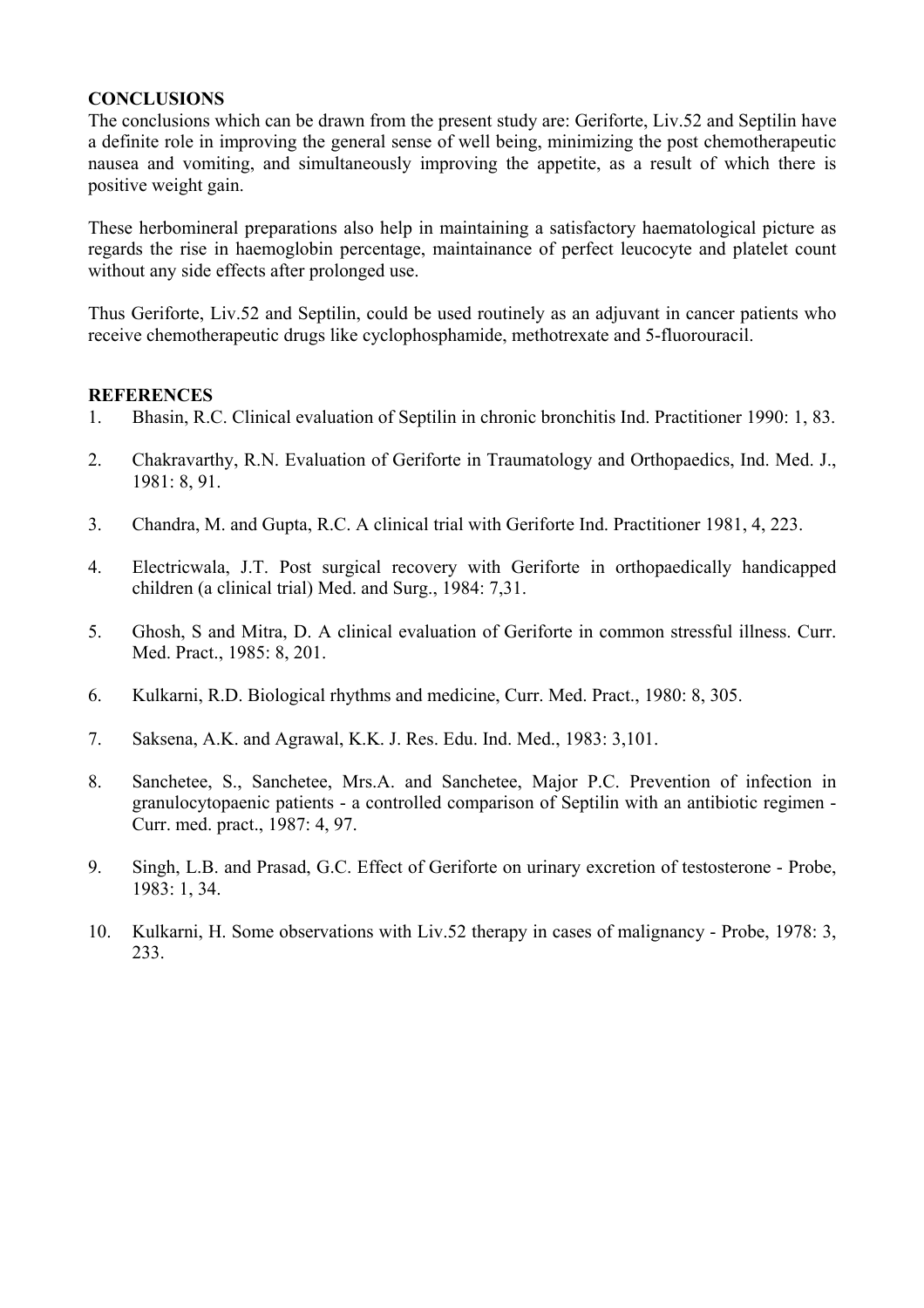## CONCLUSIONS

The conclusions which can be drawn from the present study are: Geriforte, Liv.52 and Septilin have a definite role in improving the general sense of well being, minimizing the post chemotherapeutic nausea and vomiting, and simultaneously improving the appetite, as a result of which there is positive weight gain.

These herbomineral preparations also help in maintaining a satisfactory haematological picture as regards the rise in haemoglobin percentage, maintainance of perfect leucocyte and platelet count without any side effects after prolonged use.

Thus Geriforte, Liv.52 and Septilin, could be used routinely as an adjuvant in cancer patients who receive chemotherapeutic drugs like cyclophosphamide, methotrexate and 5-fluorouracil.

## REFERENCES

1. Bhasin, R.C. Clinical evaluation of Septilin in chronic bronchitis Ind. Practitioner 1990: 1, 83.
2. Chakravarthy, R.N. Evaluation of Geriforte in Traumatology and Orthopaedics, Ind. Med. J., 1981: 8, 91.
3. Chandra, M. and Gupta, R.C. A clinical trial with Geriforte Ind. Practitioner 1981, 4, 223.
4. Electricwala, J.T. Post surgical recovery with Geriforte in orthopaedically handicapped children (a clinical trial) Med. and Surg., 1984: 7,31.
5. Ghosh, S and Mitra, D. A clinical evaluation of Geriforte in common stressful illness. Curr. Med. Pract., 1985: 8, 201.
6. Kulkarni, R.D. Biological rhythms and medicine, Curr. Med. Pract., 1980: 8, 305.
7. Saksena, A.K. and Agrawal, K.K. J. Res. Edu. Ind. Med., 1983: 3,101.
8. Sanchetee, S., Sanchetee, Mrs.A. and Sanchetee, Major P.C. Prevention of infection in granulocytopaenic patients - a controlled comparison of Septilin with an antibiotic regimen - Curr. med. pract., 1987: 4, 97.
9. Singh, L.B. and Prasad, G.C. Effect of Geriforte on urinary excretion of testosterone - Probe, 1983: 1, 34.
10. Kulkarni, H. Some observations with Liv.52 therapy in cases of malignancy - Probe, 1978: 3, 233.